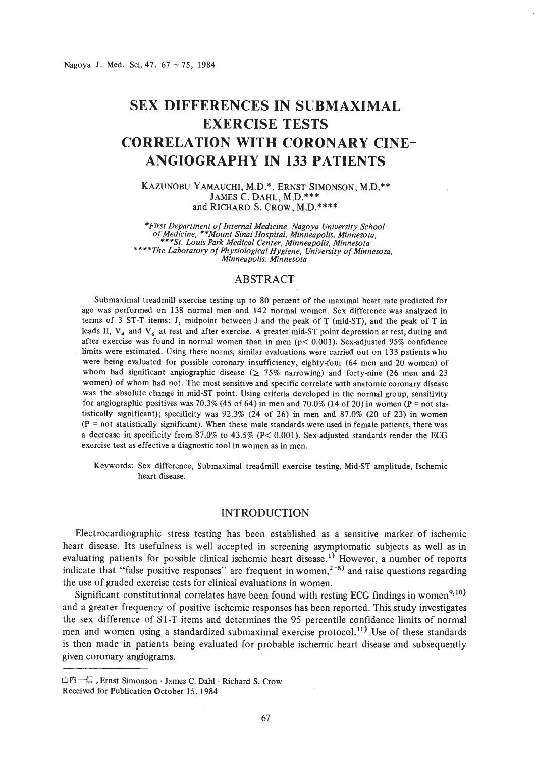# SEX DIFFERENCES IN SUBMAXIMAL EXERCISE TESTS CORRELATION WITH CORONARY CINE-ANGIOGRAPHY IN 133 PATIENTS

KAZUNOBU YAMAUCHI, M.D.\*, ERNST SIMONSON, M.D.\*\*
JAMES C. DAHL, M.D.\*\*\*
and RICHARD S. CROW, M.D.\*\*\*\*

*\*First Department of Internal Medicine, Nagoya University School of Medicine, \*\*Mount Sinai Hospital, Minneapolis, Minnesota, \*\*\*St. Louis Park Medical Center, Minneapolis, Minnesota*
*\*\*\*\*The Laboratory of Physiological Hygiene, University of Minnesota, Minneapolis, Minnesota*

## ABSTRACT

Submaximal treadmill exercise testing up to 80 percent of the maximal heart rate predicted for age was performed on 138 normal men and 142 normal women. Sex difference was analyzed in terms of 3 ST-T items: J, midpoint between J and the peak of T (mid-ST), and the peak of T in leads II, $V_4$ and $V_6$ at rest and after exercise. A greater mid-ST point depression at rest, during and after exercise was found in normal women than in men ($p < 0.001$). Sex-adjusted 95% confidence limits were estimated. Using these norms, similar evaluations were carried out on 133 patients who were being evaluated for possible coronary insufficiency, eighty-four (64 men and 20 women) of whom had significant angiographic disease ($\geq$ 75% narrowing) and forty-nine (26 men and 23 women) of whom had not. The most sensitive and specific correlate with anatomic coronary disease was the absolute change in mid-ST point. Using criteria developed in the normal group, sensitivity for angiographic positives was 70.3% (45 of 64) in men and 70.0% (14 of 20) in women (P = not statistically significant); specificity was 92.3% (24 of 26) in men and 87.0% (20 of 23) in women (P = not statistically significant). When these male standards were used in female patients, there was a decrease in specificity from 87.0% to 43.5% ($P < 0.001$). Sex-adjusted standards render the ECG exercise test as effective a diagnostic tool in women as in men.

Keywords: Sex difference, Submaximal treadmill exercise testing, Mid-ST amplitude, Ischemic heart disease.

## INTRODUCTION

Electrocardiographic stress testing has been established as a sensitive marker of ischemic heart disease. Its usefulness is well accepted in screening asymptomatic subjects as well as in evaluating patients for possible clinical ischemic heart disease.[1] However, a number of reports indicate that "false positive responses" are frequent in women,[2-8] and raise questions regarding the use of graded exercise tests for clinical evaluations in women.

Significant constitutional correlates have been found with resting ECG findings in women[9,10] and a greater frequency of positive ischemic responses has been reported. This study investigates the sex difference of ST-T items and determines the 95 percentile confidence limits of normal men and women using a standardized submaximal exercise protocol.[11] Use of these standards is then made in patients being evaluated for probable ischemic heart disease and subsequently given coronary angiograms.

---

山内一信, Ernst Simonson · James C. Dahl · Richard S. Crow
Received for Publication October 15, 1984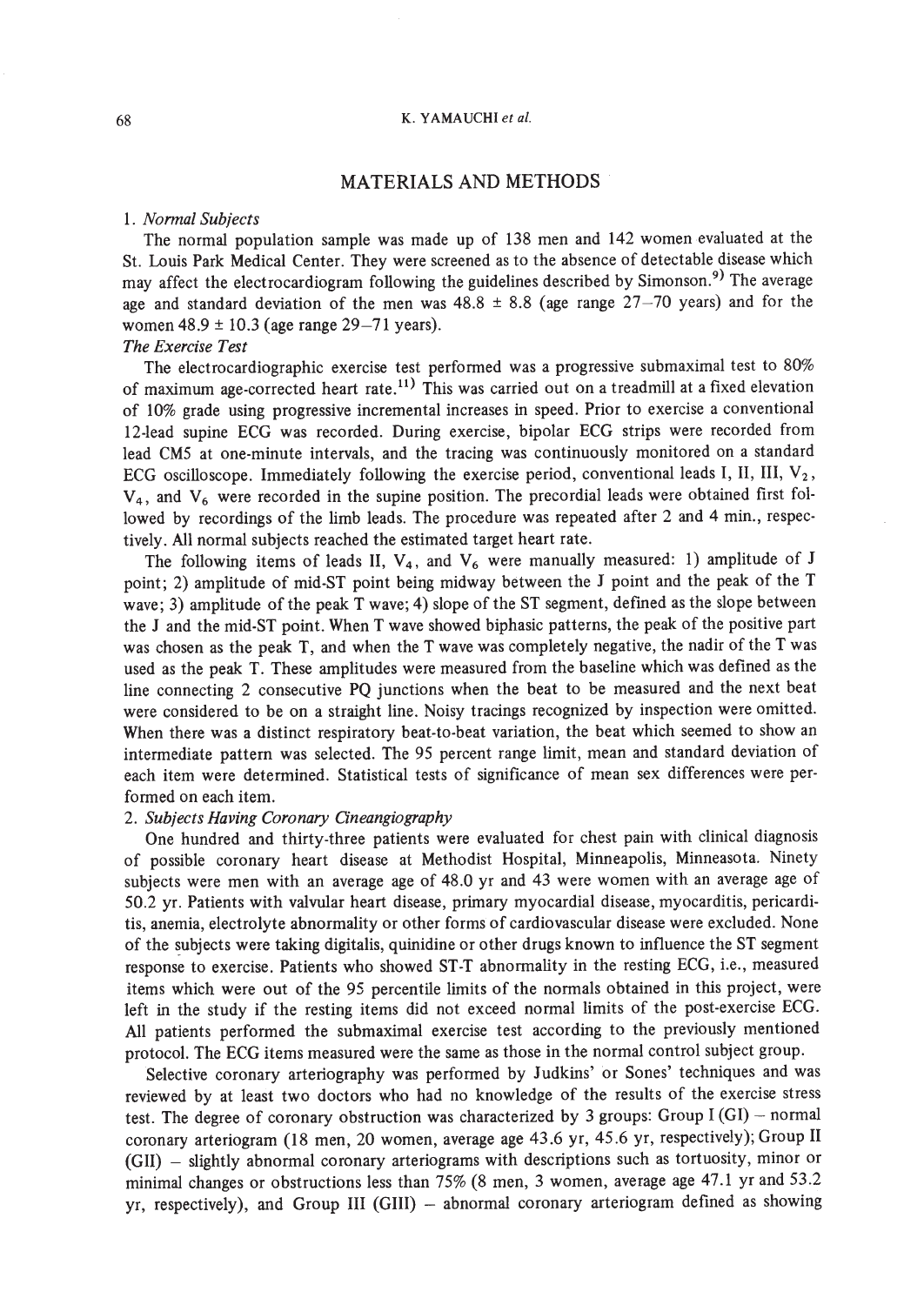## MATERIALS AND METHODS

### 1. *Normal Subjects*

The normal population sample was made up of 138 men and 142 women evaluated at the St. Louis Park Medical Center. They were screened as to the absence of detectable disease which may affect the electrocardiogram following the guidelines described by Simonson.[9] The average age and standard deviation of the men was 48.8 ± 8.8 (age range 27–70 years) and for the women 48.9 ± 10.3 (age range 29–71 years).

#### *The Exercise Test*

The electrocardiographic exercise test performed was a progressive submaximal test to 80% of maximum age-corrected heart rate.[11] This was carried out on a treadmill at a fixed elevation of 10% grade using progressive incremental increases in speed. Prior to exercise a conventional 12-lead supine ECG was recorded. During exercise, bipolar ECG strips were recorded from lead CM5 at one-minute intervals, and the tracing was continuously monitored on a standard ECG oscilloscope. Immediately following the exercise period, conventional leads I, II, III, $V_2$, $V_4$, and $V_6$ were recorded in the supine position. The precordial leads were obtained first followed by recordings of the limb leads. The procedure was repeated after 2 and 4 min., respectively. All normal subjects reached the estimated target heart rate.

The following items of leads II, $V_4$, and $V_6$ were manually measured: 1) amplitude of J point; 2) amplitude of mid-ST point being midway between the J point and the peak of the T wave; 3) amplitude of the peak T wave; 4) slope of the ST segment, defined as the slope between the J and the mid-ST point. When T wave showed biphasic patterns, the peak of the positive part was chosen as the peak T, and when the T wave was completely negative, the nadir of the T was used as the peak T. These amplitudes were measured from the baseline which was defined as the line connecting 2 consecutive PQ junctions when the beat to be measured and the next beat were considered to be on a straight line. Noisy tracings recognized by inspection were omitted. When there was a distinct respiratory beat-to-beat variation, the beat which seemed to show an intermediate pattern was selected. The 95 percent range limit, mean and standard deviation of each item were determined. Statistical tests of significance of mean sex differences were performed on each item.

### 2. *Subjects Having Coronary Cineangiography*

One hundred and thirty-three patients were evaluated for chest pain with clinical diagnosis of possible coronary heart disease at Methodist Hospital, Minneapolis, Minneasota. Ninety subjects were men with an average age of 48.0 yr and 43 were women with an average age of 50.2 yr. Patients with valvular heart disease, primary myocardial disease, myocarditis, pericarditis, anemia, electrolyte abnormality or other forms of cardiovascular disease were excluded. None of the subjects were taking digitalis, quinidine or other drugs known to influence the ST segment response to exercise. Patients who showed ST-T abnormality in the resting ECG, i.e., measured items which were out of the 95 percentile limits of the normals obtained in this project, were left in the study if the resting items did not exceed normal limits of the post-exercise ECG. All patients performed the submaximal exercise test according to the previously mentioned protocol. The ECG items measured were the same as those in the normal control subject group.

Selective coronary arteriography was performed by Judkins' or Sones' techniques and was reviewed by at least two doctors who had no knowledge of the results of the exercise stress test. The degree of coronary obstruction was characterized by 3 groups: Group I (GI) – normal coronary arteriogram (18 men, 20 women, average age 43.6 yr, 45.6 yr, respectively); Group II (GII) – slightly abnormal coronary arteriograms with descriptions such as tortuosity, minor or minimal changes or obstructions less than 75% (8 men, 3 women, average age 47.1 yr and 53.2 yr, respectively), and Group III (GIII) – abnormal coronary arteriogram defined as showing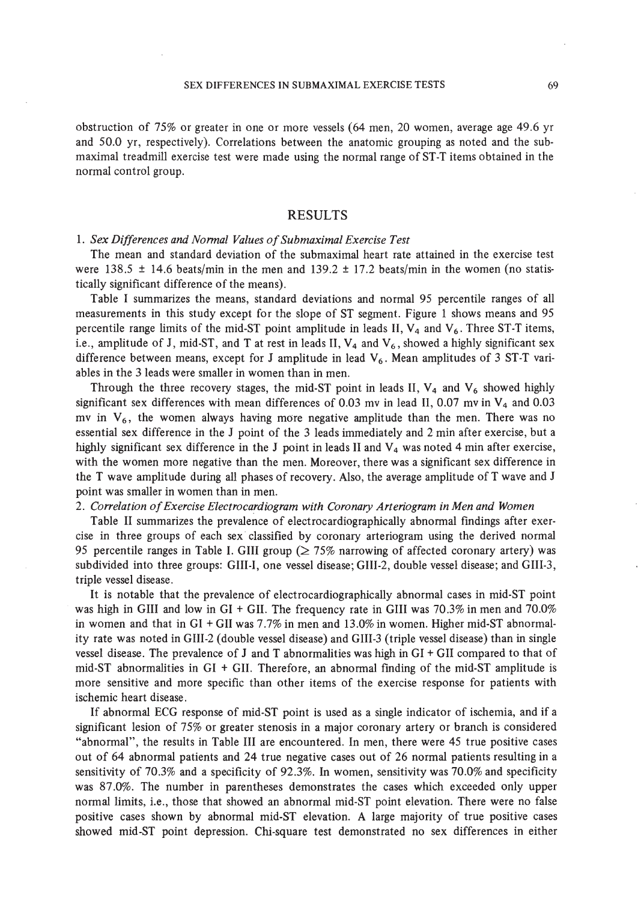obstruction of 75% or greater in one or more vessels (64 men, 20 women, average age 49.6 yr and 50.0 yr, respectively). Correlations between the anatomic grouping as noted and the submaximal treadmill exercise test were made using the normal range of ST-T items obtained in the normal control group.

## RESULTS

1. *Sex Differences and Normal Values of Submaximal Exercise Test*

The mean and standard deviation of the submaximal heart rate attained in the exercise test were 138.5 ± 14.6 beats/min in the men and 139.2 ± 17.2 beats/min in the women (no statistically significant difference of the means).

Table I summarizes the means, standard deviations and normal 95 percentile ranges of all measurements in this study except for the slope of ST segment. Figure 1 shows means and 95 percentile range limits of the mid-ST point amplitude in leads II, $V_4$ and $V_6$. Three ST-T items, i.e., amplitude of J, mid-ST, and T at rest in leads II, $V_4$ and $V_6$, showed a highly significant sex difference between means, except for J amplitude in lead $V_6$. Mean amplitudes of 3 ST-T variables in the 3 leads were smaller in women than in men.

Through the three recovery stages, the mid-ST point in leads II, $V_4$ and $V_6$ showed highly significant sex differences with mean differences of 0.03 mv in lead II, 0.07 mv in $V_4$ and 0.03 mv in $V_6$, the women always having more negative amplitude than the men. There was no essential sex difference in the J point of the 3 leads immediately and 2 min after exercise, but a highly significant sex difference in the J point in leads II and $V_4$ was noted 4 min after exercise, with the women more negative than the men. Moreover, there was a significant sex difference in the T wave amplitude during all phases of recovery. Also, the average amplitude of T wave and J point was smaller in women than in men.

2. *Correlation of Exercise Electrocardiogram with Coronary Arteriogram in Men and Women*

Table II summarizes the prevalence of electrocardiographically abnormal findings after exercise in three groups of each sex classified by coronary arteriogram using the derived normal 95 percentile ranges in Table I. GIII group ($\geq$ 75% narrowing of affected coronary artery) was subdivided into three groups: GIII-I, one vessel disease; GIII-2, double vessel disease; and GIII-3, triple vessel disease.

It is notable that the prevalence of electrocardiographically abnormal cases in mid-ST point was high in GIII and low in GI + GII. The frequency rate in GIII was 70.3% in men and 70.0% in women and that in GI + GII was 7.7% in men and 13.0% in women. Higher mid-ST abnormality rate was noted in GIII-2 (double vessel disease) and GIII-3 (triple vessel disease) than in single vessel disease. The prevalence of J and T abnormalities was high in GI + GII compared to that of mid-ST abnormalities in GI + GII. Therefore, an abnormal finding of the mid-ST amplitude is more sensitive and more specific than other items of the exercise response for patients with ischemic heart disease.

If abnormal ECG response of mid-ST point is used as a single indicator of ischemia, and if a significant lesion of 75% or greater stenosis in a major coronary artery or branch is considered "abnormal", the results in Table III are encountered. In men, there were 45 true positive cases out of 64 abnormal patients and 24 true negative cases out of 26 normal patients resulting in a sensitivity of 70.3% and a specificity of 92.3%. In women, sensitivity was 70.0% and specificity was 87.0%. The number in parentheses demonstrates the cases which exceeded only upper normal limits, i.e., those that showed an abnormal mid-ST point elevation. There were no false positive cases shown by abnormal mid-ST elevation. A large majority of true positive cases showed mid-ST point depression. Chi-square test demonstrated no sex differences in either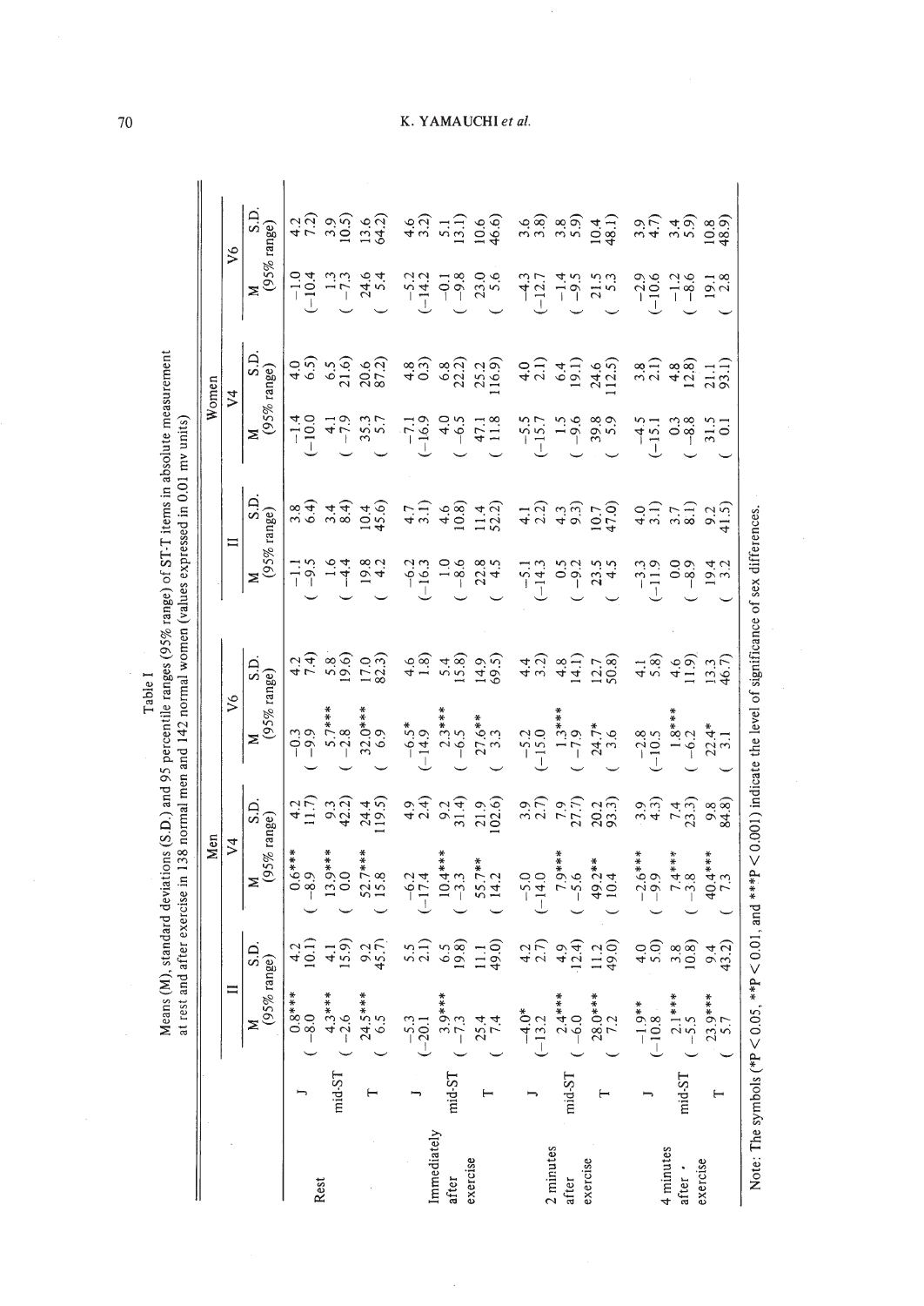Table I

Means (M), standard deviations (S.D.) and 95 percentile ranges (95% range) of ST-T items in absolute measurement at rest and after exercise in 138 normal men and 142 normal women (values expressed in 0.01 mv units)

| | | Men | | | | | | Women | | | | | |
|---|---|---|---|---|---|---|---|---|---|---|---|---|---|
| | | II | | V4 | | V6 | | II | | V4 | | V6 | |
| | | M | S.D. | M | S.D. | M | S.D. | M | S.D. | M | S.D. | M | S.D. |
| | | (95% range) | | (95% range) | | (95% range) | | (95% range) | | (95% range) | | (95% range) | |
| Rest | J | 0.8*** | 4.2 | 0.6*** | 4.2 | −0.3 | 4.2 | −1.1 | 3.8 | −1.4 | 4.0 | −1.0 | 4.2 |
| | | ( −8.0 | 10.1) | ( −8.9 | 11.7) | ( −9.9 | 7.4) | ( −9.5 | 6.4) | (−10.0 | 6.5) | (−10.4 | 7.2) |
| | mid-ST | 4.3*** | 4.1 | 13.9*** | 9.3 | 5.7*** | 5.8 | 1.6 | 3.4 | 4.1 | 6.5 | 1.3 | 3.9 |
| | | ( −2.6 | 15.9) | ( 0.0 | 42.2) | ( −2.8 | 19.6) | ( −4.4 | 8.4) | ( −7.9 | 21.6) | ( −7.3 | 10.5) |
| | T | 24.5*** | 9.2 | 52.7*** | 24.4 | 32.0*** | 17.0 | 19.8 | 10.4 | 35.3 | 20.6 | 24.6 | 13.6 |
| | | ( 6.5 | 45.7) | ( 15.8 | 119.5) | ( 6.9 | 82.3) | ( 4.2 | 45.6) | ( 5.7 | 87.2) | ( 5.4 | 64.2) |
| Immediately after exercise | J | −5.3 | 5.5 | −6.2 | 4.9 | −6.5* | 4.6 | −6.2 | 4.7 | −7.1 | 4.8 | −5.2 | 4.6 |
| | | (−20.1 | 2.1) | (−17.4 | 2.4) | (−14.9 | 1.8) | (−16.3 | 3.1) | (−16.9 | 0.3) | (−14.2 | 3.2) |
| | mid-ST | 3.9*** | 6.5 | 10.4*** | 9.2 | 2.3*** | 5.4 | 1.0 | 4.6 | 4.0 | 6.8 | −0.1 | 5.1 |
| | | ( −7.3 | 19.8) | ( −3.3 | 31.4) | ( −6.5 | 15.8) | ( −8.6 | 10.8) | ( −6.5 | 22.2) | ( −9.8 | 13.1) |
| | T | 25.4 | 11.1 | 55.7** | 21.9 | 27.6** | 14.9 | 22.8 | 11.4 | 47.1 | 25.2 | 23.0 | 10.6 |
| | | ( 7.4 | 49.0) | ( 14.2 | 102.6) | ( 3.3 | 69.5) | ( 4.5 | 52.2) | ( 11.8 | 116.9) | ( 5.6 | 46.6) |
| 2 minutes after exercise | J | −4.0* | 4.2 | −5.0 | 3.9 | −5.2 | 4.4 | −5.1 | 4.1 | −5.5 | 4.0 | −4.3 | 3.6 |
| | | (−13.2 | 2.7) | (−14.0 | 2.7) | (−15.0 | 3.2) | (−14.3 | 2.2) | (−15.7 | 2.1) | (−12.7 | 3.8) |
| | mid-ST | 2.4*** | 4.9 | 7.9*** | 7.9 | 1.3*** | 4.8 | 0.5 | 4.3 | 1.5 | 6.4 | −1.4 | 3.8 |
| | | ( −6.0 | 12.4) | ( −5.6 | 27.7) | ( −7.9 | 14.1) | ( −9.2 | 9.3) | ( −9.6 | 19.1) | ( −9.5 | 5.9) |
| | T | 28.0*** | 11.2 | 49.2** | 20.2 | 24.7* | 12.7 | 23.5 | 10.7 | 39.8 | 24.6 | 21.5 | 10.4 |
| | | ( 7.2 | 49.0) | ( 10.4 | 93.3) | ( 3.6 | 50.8) | ( 4.5 | 47.0) | ( 5.9 | 112.5) | ( 5.3 | 48.1) |
| 4 minutes after exercise | J | −1.9** | 4.0 | −2.6*** | 3.9 | −2.8 | 4.1 | −3.3 | 4.0 | −4.5 | 3.8 | −2.9 | 3.9 |
| | | (−10.8 | 5.0) | ( −9.9 | 4.3) | (−10.5 | 5.8) | (−11.9 | 3.1) | (−15.1 | 2.1) | (−10.6 | 4.7) |
| | mid-ST | 2.1*** | 3.8 | 7.4*** | 7.4 | 1.8*** | 4.6 | 0.0 | 3.7 | 0.3 | 4.8 | −1.2 | 3.4 |
| | | ( −5.5 | 10.8) | ( −3.8 | 23.3) | ( −6.2 | 11.9) | ( −8.9 | 8.1) | ( −8.8 | 12.8) | ( −8.6 | 5.9) |
| | T | 23.9*** | 9.4 | 40.4*** | 9.8 | 22.4* | 13.3 | 19.4 | 9.2 | 31.5 | 21.1 | 19.1 | 10.8 |
| | | ( 5.7 | 43.2) | ( 7.3 | 84.8) | ( 3.1 | 46.7) | ( 3.2 | 41.5) | ( 0.1 | 93.1) | ( 2.8 | 48.9) |

Note: The symbols (*P < 0.05, **P < 0.01, and ***P < 0.001) indicate the level of significance of sex differences.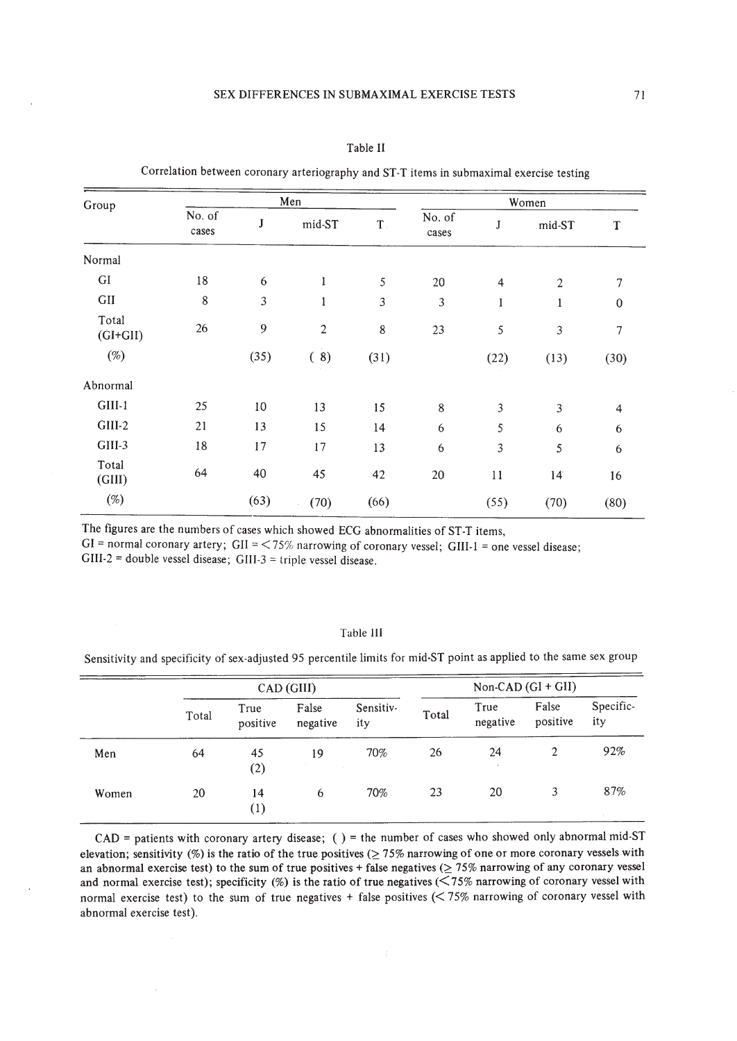Table II

Correlation between coronary arteriography and ST-T items in submaximal exercise testing

| Group | Men | | | | Women | | | |
|---|---|---|---|---|---|---|---|---|
| | No. of cases | J | mid-ST | T | No. of cases | J | mid-ST | T |
| Normal | | | | | | | | |
| GI | 18 | 6 | 1 | 5 | 20 | 4 | 2 | 7 |
| GII | 8 | 3 | 1 | 3 | 3 | 1 | 1 | 0 |
| Total (GI+GII) | 26 | 9 | 2 | 8 | 23 | 5 | 3 | 7 |
| (%) | | (35) | ( 8) | (31) | | (22) | (13) | (30) |
| Abnormal | | | | | | | | |
| GIII-1 | 25 | 10 | 13 | 15 | 8 | 3 | 3 | 4 |
| GIII-2 | 21 | 13 | 15 | 14 | 6 | 5 | 6 | 6 |
| GIII-3 | 18 | 17 | 17 | 13 | 6 | 3 | 5 | 6 |
| Total (GIII) | 64 | 40 | 45 | 42 | 20 | 11 | 14 | 16 |
| (%) | | (63) | (70) | (66) | | (55) | (70) | (80) |

The figures are the numbers of cases which showed ECG abnormalities of ST-T items,
GI = normal coronary artery; GII = <75% narrowing of coronary vessel; GIII-1 = one vessel disease;
GIII-2 = double vessel disease; GIII-3 = triple vessel disease.

Table III

Sensitivity and specificity of sex-adjusted 95 percentile limits for mid-ST point as applied to the same sex group

| | CAD (GIII) | | | | Non-CAD (GI + GII) | | | |
|---|---|---|---|---|---|---|---|---|
| | Total | True positive | False negative | Sensitivity | Total | True negative | False positive | Specificity |
| Men | 64 | 45 (2) | 19 | 70% | 26 | 24 | 2 | 92% |
| Women | 20 | 14 (1) | 6 | 70% | 23 | 20 | 3 | 87% |

CAD = patients with coronary artery disease; ( ) = the number of cases who showed only abnormal mid-ST elevation; sensitivity (%) is the ratio of the true positives (≥ 75% narrowing of one or more coronary vessels with an abnormal exercise test) to the sum of true positives + false negatives (≥ 75% narrowing of any coronary vessel and normal exercise test); specificity (%) is the ratio of true negatives (<75% narrowing of coronary vessel with normal exercise test) to the sum of true negatives + false positives (< 75% narrowing of coronary vessel with abnormal exercise test).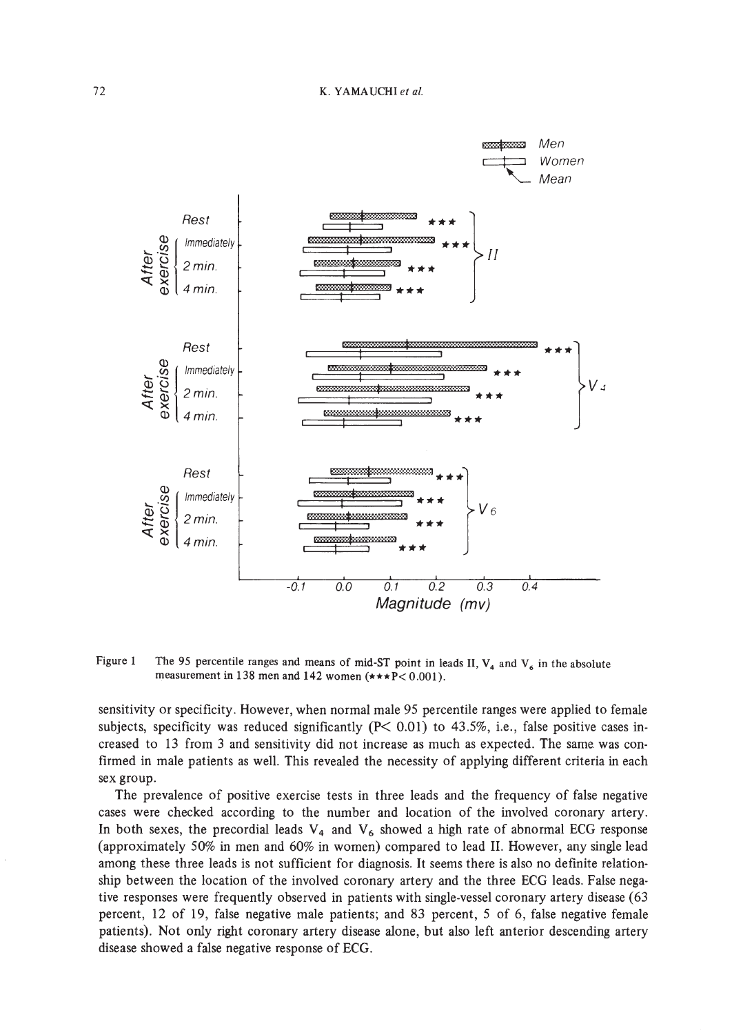Men
Women
Mean

Rest
After exercise
Immediately
2 min.
4 min.

★★★
★★★
★★★
★★★
II

Rest
After exercise
Immediately
2 min.
4 min.

★★★
★★★
★★★
★★★
$V_4$

Rest
After exercise
Immediately
2 min.
4 min.

★★★
★★★
★★★
★★★
$V_6$

-0.1 0.0 0.1 0.2 0.3 0.4
Magnitude (mv)

Figure 1 The 95 percentile ranges and means of mid-ST point in leads II, $V_4$ and $V_6$ in the absolute measurement in 138 men and 142 women (★★★$P< 0.001$).

sensitivity or specificity. However, when normal male 95 percentile ranges were applied to female subjects, specificity was reduced significantly ($P< 0.01$) to 43.5%, i.e., false positive cases increased to 13 from 3 and sensitivity did not increase as much as expected. The same was confirmed in male patients as well. This revealed the necessity of applying different criteria in each sex group.

The prevalence of positive exercise tests in three leads and the frequency of false negative cases were checked according to the number and location of the involved coronary artery. In both sexes, the precordial leads $V_4$ and $V_6$ showed a high rate of abnormal ECG response (approximately 50% in men and 60% in women) compared to lead II. However, any single lead among these three leads is not sufficient for diagnosis. It seems there is also no definite relationship between the location of the involved coronary artery and the three ECG leads. False negative responses were frequently observed in patients with single-vessel coronary artery disease (63 percent, 12 of 19, false negative male patients; and 83 percent, 5 of 6, false negative female patients). Not only right coronary artery disease alone, but also left anterior descending artery disease showed a false negative response of ECG.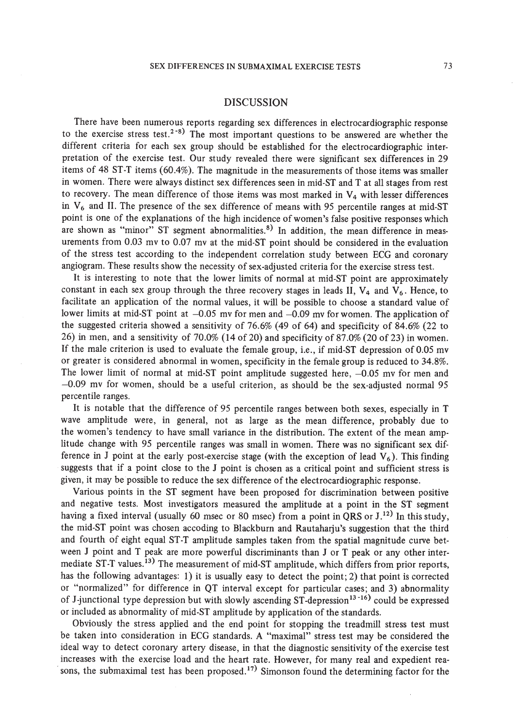## DISCUSSION

There have been numerous reports regarding sex differences in electrocardiographic response to the exercise stress test.[2-8] The most important questions to be answered are whether the different criteria for each sex group should be established for the electrocardiographic interpretation of the exercise test. Our study revealed there were significant sex differences in 29 items of 48 ST-T items (60.4%). The magnitude in the measurements of those items was smaller in women. There were always distinct sex differences seen in mid-ST and T at all stages from rest to recovery. The mean difference of those items was most marked in $V_4$ with lesser differences in $V_6$ and II. The presence of the sex difference of means with 95 percentile ranges at mid-ST point is one of the explanations of the high incidence of women's false positive responses which are shown as "minor" ST segment abnormalities.[8] In addition, the mean difference in measurements from 0.03 mv to 0.07 mv at the mid-ST point should be considered in the evaluation of the stress test according to the independent correlation study between ECG and coronary angiogram. These results show the necessity of sex-adjusted criteria for the exercise stress test.

It is interesting to note that the lower limits of normal at mid-ST point are approximately constant in each sex group through the three recovery stages in leads II, $V_4$ and $V_6$. Hence, to facilitate an application of the normal values, it will be possible to choose a standard value of lower limits at mid-ST point at –0.05 mv for men and –0.09 mv for women. The application of the suggested criteria showed a sensitivity of 76.6% (49 of 64) and specificity of 84.6% (22 to 26) in men, and a sensitivity of 70.0% (14 of 20) and specificity of 87.0% (20 of 23) in women. If the male criterion is used to evaluate the female group, i.e., if mid-ST depression of 0.05 mv or greater is considered abnormal in women, specificity in the female group is reduced to 34.8%. The lower limit of normal at mid-ST point amplitude suggested here, –0.05 mv for men and –0.09 mv for women, should be a useful criterion, as should be the sex-adjusted normal 95 percentile ranges.

It is notable that the difference of 95 percentile ranges between both sexes, especially in T wave amplitude were, in general, not as large as the mean difference, probably due to the women's tendency to have small variance in the distribution. The extent of the mean amplitude change with 95 percentile ranges was small in women. There was no significant sex difference in J point at the early post-exercise stage (with the exception of lead $V_6$). This finding suggests that if a point close to the J point is chosen as a critical point and sufficient stress is given, it may be possible to reduce the sex difference of the electrocardiographic response.

Various points in the ST segment have been proposed for discrimination between positive and negative tests. Most investigators measured the amplitude at a point in the ST segment having a fixed interval (usually 60 msec or 80 msec) from a point in QRS or J.[12] In this study, the mid-ST point was chosen accoding to Blackburn and Rautaharju's suggestion that the third and fourth of eight equal ST-T amplitude samples taken from the spatial magnitude curve between J point and T peak are more powerful discriminants than J or T peak or any other intermediate ST-T values.[13] The measurement of mid-ST amplitude, which differs from prior reports, has the following advantages: 1) it is usually easy to detect the point; 2) that point is corrected or "normalized" for difference in QT interval except for particular cases; and 3) abnormality of J-junctional type depression but with slowly ascending ST-depression[13-16] could be expressed or included as abnormality of mid-ST amplitude by application of the standards.

Obviously the stress applied and the end point for stopping the treadmill stress test must be taken into consideration in ECG standards. A "maximal" stress test may be considered the ideal way to detect coronary artery disease, in that the diagnostic sensitivity of the exercise test increases with the exercise load and the heart rate. However, for many real and expedient reasons, the submaximal test has been proposed.[17] Simonson found the determining factor for the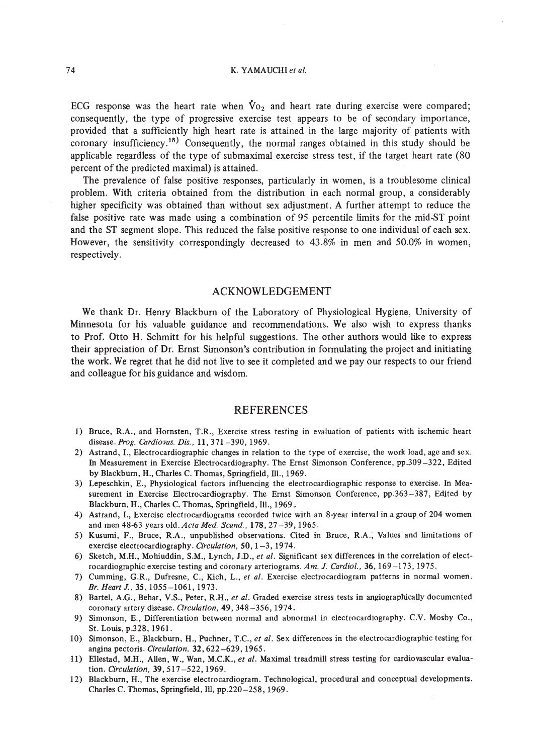ECG response was the heart rate when $\dot{V}o_2$ and heart rate during exercise were compared; consequently, the type of progressive exercise test appears to be of secondary importance, provided that a sufficiently high heart rate is attained in the large majority of patients with coronary insufficiency.[18] Consequently, the normal ranges obtained in this study should be applicable regardless of the type of submaximal exercise stress test, if the target heart rate (80 percent of the predicted maximal) is attained.

The prevalence of false positive responses, particularly in women, is a troublesome clinical problem. With criteria obtained from the distribution in each normal group, a considerably higher specificity was obtained than without sex adjustment. A further attempt to reduce the false positive rate was made using a combination of 95 percentile limits for the mid-ST point and the ST segment slope. This reduced the false positive response to one individual of each sex. However, the sensitivity correspondingly decreased to 43.8% in men and 50.0% in women, respectively.

## ACKNOWLEDGEMENT

We thank Dr. Henry Blackburn of the Laboratory of Physiological Hygiene, University of Minnesota for his valuable guidance and recommendations. We also wish to express thanks to Prof. Otto H. Schmitt for his helpful suggestions. The other authors would like to express their appreciation of Dr. Ernst Simonson's contribution in formulating the project and initiating the work. We regret that he did not live to see it completed and we pay our respects to our friend and colleague for his guidance and wisdom.

## REFERENCES

1) Bruce, R.A., and Hornsten, T.R., Exercise stress testing in evaluation of patients with ischemic heart disease. *Prog. Cardiovas. Dis.*, **11**, 371–390, 1969.
2) Astrand, I., Electrocardiographic changes in relation to the type of exercise, the work load, age and sex. In Measurement in Exercise Electrocardiography. The Ernst Simonson Conference, pp.309–322, Edited by Blackburn, H., Charles C. Thomas, Springfield, Ill., 1969.
3) Lepeschkin, E., Physiological factors influencing the electrocardiographic response to exercise. In Measurement in Exercise Electrocardiography. The Ernst Simonson Conference, pp.363–387, Edited by Blackburn, H., Charles C. Thomas, Springfield, Ill., 1969.
4) Astrand, I., Exercise electrocardiograms recorded twice with an 8-year interval in a group of 204 women and men 48-63 years old. *Acta Med. Scand.*, **178**, 27–39, 1965.
5) Kusumi, F., Bruce, R.A., unpublished observations. Cited in Bruce, R.A., Values and limitations of exercise electrocardiography. *Circulation*, **50**, 1–3, 1974.
6) Sketch, M.H., Mohiuddin, S.M., Lynch, J.D., *et al.* Significant sex differences in the correlation of electrocardiographic exercise testing and coronary arteriograms. *Am. J. Cardiol.*, **36**, 169–173, 1975.
7) Cumming, G.R., Dufresne, C., Kich, L., *et al.* Exercise electrocardiogram patterns in normal women. *Br. Heart J.*, **35**, 1055–1061, 1973.
8) Bartel, A.G., Behar, V.S., Peter, R.H., *et al.* Graded exercise stress tests in angiographically documented coronary artery disease. *Circulation*, **49**, 348–356, 1974.
9) Simonson, E., Differentiation between normal and abnormal in electrocardiography. C.V. Mosby Co., St. Louis, p.328, 1961.
10) Simonson, E., Blackburn, H., Puchner, T.C., *et al.* Sex differences in the electrocardiographic testing for angina pectoris. *Circulation*, **32**, 622–629, 1965.
11) Ellestad, M.H., Allen, W., Wan, M.C.K., *et al.* Maximal treadmill stress testing for cardiovascular evaluation. *Circulation*, **39**, 517–522, 1969.
12) Blackburn, H., The exercise electrocardiogram. Technological, procedural and conceptual developments. Charles C. Thomas, Springfield, Ill, pp.220–258, 1969.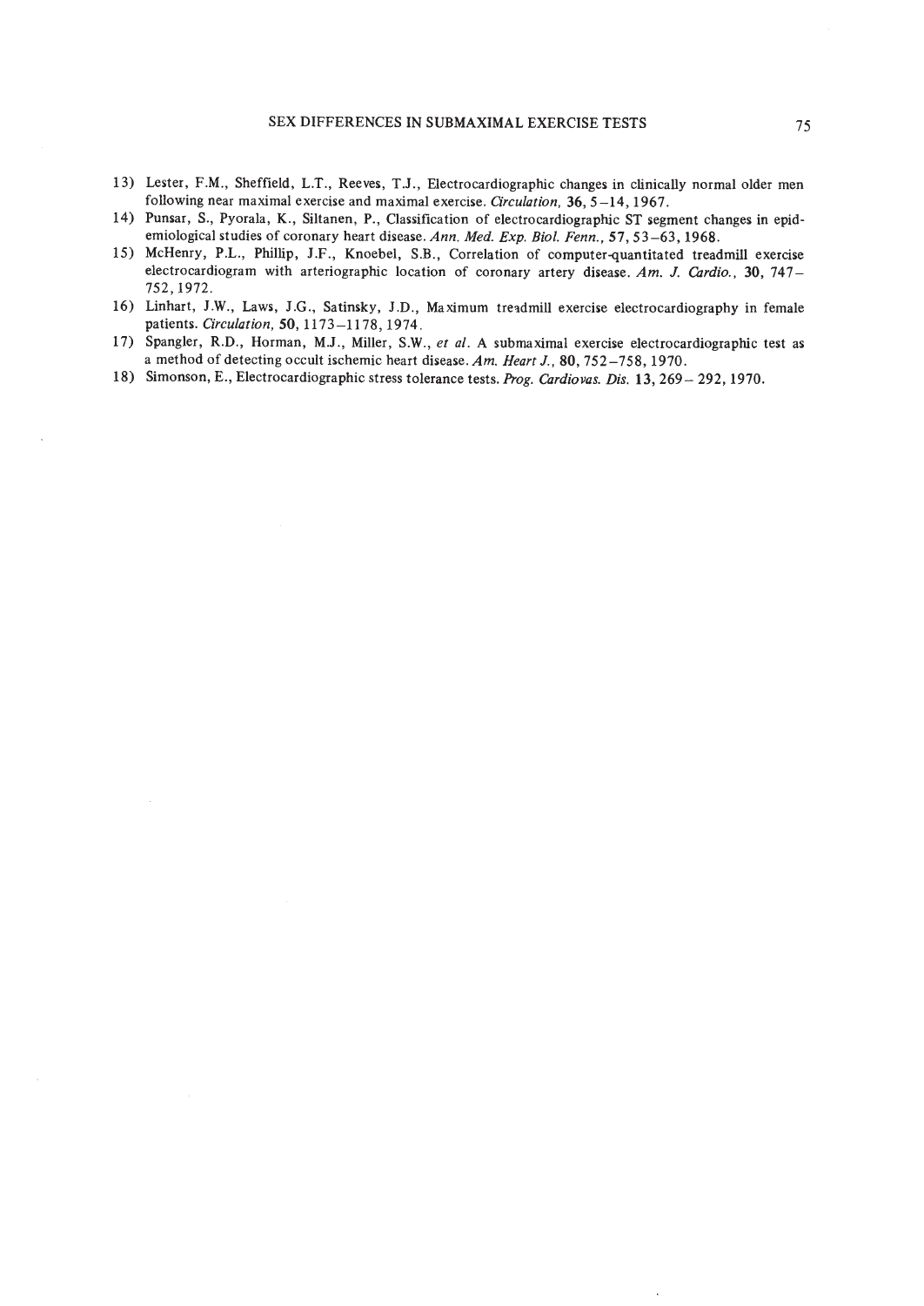13) Lester, F.M., Sheffield, L.T., Reeves, T.J., Electrocardiographic changes in clinically normal older men following near maximal exercise and maximal exercise. *Circulation*, **36**, 5–14, 1967.
14) Punsar, S., Pyorala, K., Siltanen, P., Classification of electrocardiographic ST segment changes in epidemiological studies of coronary heart disease. *Ann. Med. Exp. Biol. Fenn.*, **57**, 53–63, 1968.
15) McHenry, P.L., Phillip, J.F., Knoebel, S.B., Correlation of computer-quantitated treadmill exercise electrocardiogram with arteriographic location of coronary artery disease. *Am. J. Cardio.*, **30**, 747–752, 1972.
16) Linhart, J.W., Laws, J.G., Satinsky, J.D., Maximum treadmill exercise electrocardiography in female patients. *Circulation*, **50**, 1173–1178, 1974.
17) Spangler, R.D., Horman, M.J., Miller, S.W., *et al.* A submaximal exercise electrocardiographic test as a method of detecting occult ischemic heart disease. *Am. Heart J.*, **80**, 752–758, 1970.
18) Simonson, E., Electrocardiographic stress tolerance tests. *Prog. Cardiovas. Dis.* **13**, 269– 292, 1970.